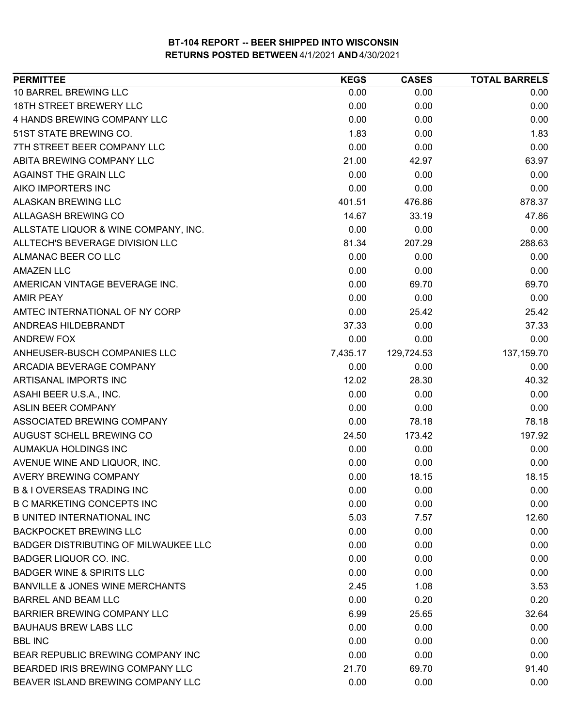# BT-104 REPORT -- BEER SHIPPED INTO WISCONSIN
## RETURNS POSTED BETWEEN 4/1/2021 AND 4/30/2021

| PERMITTEE | KEGS | CASES | TOTAL BARRELS |
|---|---|---|---|
| 10 BARREL BREWING LLC | 0.00 | 0.00 | 0.00 |
| 18TH STREET BREWERY LLC | 0.00 | 0.00 | 0.00 |
| 4 HANDS BREWING COMPANY LLC | 0.00 | 0.00 | 0.00 |
| 51ST STATE BREWING CO. | 1.83 | 0.00 | 1.83 |
| 7TH STREET BEER COMPANY LLC | 0.00 | 0.00 | 0.00 |
| ABITA BREWING COMPANY LLC | 21.00 | 42.97 | 63.97 |
| AGAINST THE GRAIN LLC | 0.00 | 0.00 | 0.00 |
| AIKO IMPORTERS INC | 0.00 | 0.00 | 0.00 |
| ALASKAN BREWING LLC | 401.51 | 476.86 | 878.37 |
| ALLAGASH BREWING CO | 14.67 | 33.19 | 47.86 |
| ALLSTATE LIQUOR & WINE COMPANY, INC. | 0.00 | 0.00 | 0.00 |
| ALLTECH'S BEVERAGE DIVISION LLC | 81.34 | 207.29 | 288.63 |
| ALMANAC BEER CO LLC | 0.00 | 0.00 | 0.00 |
| AMAZEN LLC | 0.00 | 0.00 | 0.00 |
| AMERICAN VINTAGE BEVERAGE INC. | 0.00 | 69.70 | 69.70 |
| AMIR PEAY | 0.00 | 0.00 | 0.00 |
| AMTEC INTERNATIONAL OF NY CORP | 0.00 | 25.42 | 25.42 |
| ANDREAS HILDEBRANDT | 37.33 | 0.00 | 37.33 |
| ANDREW FOX | 0.00 | 0.00 | 0.00 |
| ANHEUSER-BUSCH COMPANIES LLC | 7,435.17 | 129,724.53 | 137,159.70 |
| ARCADIA BEVERAGE COMPANY | 0.00 | 0.00 | 0.00 |
| ARTISANAL IMPORTS INC | 12.02 | 28.30 | 40.32 |
| ASAHI BEER U.S.A., INC. | 0.00 | 0.00 | 0.00 |
| ASLIN BEER COMPANY | 0.00 | 0.00 | 0.00 |
| ASSOCIATED BREWING COMPANY | 0.00 | 78.18 | 78.18 |
| AUGUST SCHELL BREWING CO | 24.50 | 173.42 | 197.92 |
| AUMAKUA HOLDINGS INC | 0.00 | 0.00 | 0.00 |
| AVENUE WINE AND LIQUOR, INC. | 0.00 | 0.00 | 0.00 |
| AVERY BREWING COMPANY | 0.00 | 18.15 | 18.15 |
| B & I OVERSEAS TRADING INC | 0.00 | 0.00 | 0.00 |
| B C MARKETING CONCEPTS INC | 0.00 | 0.00 | 0.00 |
| B UNITED INTERNATIONAL INC | 5.03 | 7.57 | 12.60 |
| BACKPOCKET BREWING LLC | 0.00 | 0.00 | 0.00 |
| BADGER DISTRIBUTING OF MILWAUKEE LLC | 0.00 | 0.00 | 0.00 |
| BADGER LIQUOR CO. INC. | 0.00 | 0.00 | 0.00 |
| BADGER WINE & SPIRITS LLC | 0.00 | 0.00 | 0.00 |
| BANVILLE & JONES WINE MERCHANTS | 2.45 | 1.08 | 3.53 |
| BARREL AND BEAM LLC | 0.00 | 0.20 | 0.20 |
| BARRIER BREWING COMPANY LLC | 6.99 | 25.65 | 32.64 |
| BAUHAUS BREW LABS LLC | 0.00 | 0.00 | 0.00 |
| BBL INC | 0.00 | 0.00 | 0.00 |
| BEAR REPUBLIC BREWING COMPANY INC | 0.00 | 0.00 | 0.00 |
| BEARDED IRIS BREWING COMPANY LLC | 21.70 | 69.70 | 91.40 |
| BEAVER ISLAND BREWING COMPANY LLC | 0.00 | 0.00 | 0.00 |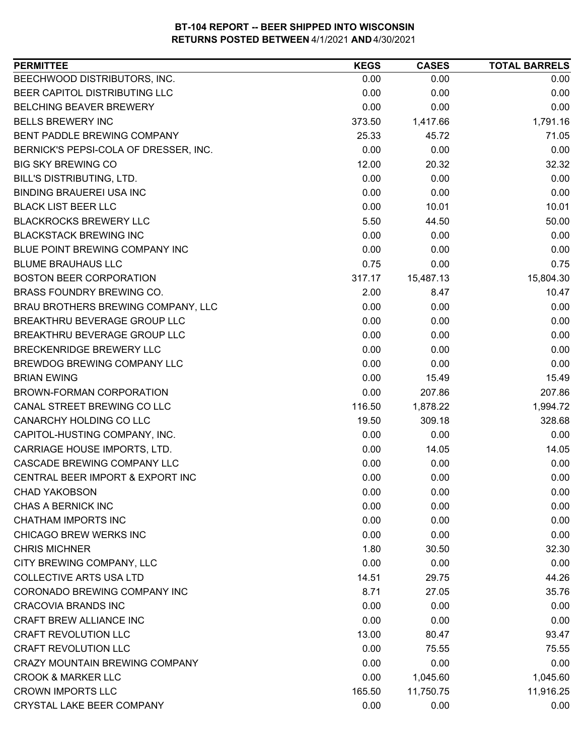**BT-104 REPORT -- BEER SHIPPED INTO WISCONSIN**
**RETURNS POSTED BETWEEN 4/1/2021 AND 4/30/2021**

| PERMITTEE | KEGS | CASES | TOTAL BARRELS |
|---|---|---|---|
| BEECHWOOD DISTRIBUTORS, INC. | 0.00 | 0.00 | 0.00 |
| BEER CAPITOL DISTRIBUTING LLC | 0.00 | 0.00 | 0.00 |
| BELCHING BEAVER BREWERY | 0.00 | 0.00 | 0.00 |
| BELLS BREWERY INC | 373.50 | 1,417.66 | 1,791.16 |
| BENT PADDLE BREWING COMPANY | 25.33 | 45.72 | 71.05 |
| BERNICK'S PEPSI-COLA OF DRESSER, INC. | 0.00 | 0.00 | 0.00 |
| BIG SKY BREWING CO | 12.00 | 20.32 | 32.32 |
| BILL'S DISTRIBUTING, LTD. | 0.00 | 0.00 | 0.00 |
| BINDING BRAUEREI USA INC | 0.00 | 0.00 | 0.00 |
| BLACK LIST BEER LLC | 0.00 | 10.01 | 10.01 |
| BLACKROCKS BREWERY LLC | 5.50 | 44.50 | 50.00 |
| BLACKSTACK BREWING INC | 0.00 | 0.00 | 0.00 |
| BLUE POINT BREWING COMPANY INC | 0.00 | 0.00 | 0.00 |
| BLUME BRAUHAUS LLC | 0.75 | 0.00 | 0.75 |
| BOSTON BEER CORPORATION | 317.17 | 15,487.13 | 15,804.30 |
| BRASS FOUNDRY BREWING CO. | 2.00 | 8.47 | 10.47 |
| BRAU BROTHERS BREWING COMPANY, LLC | 0.00 | 0.00 | 0.00 |
| BREAKTHRU BEVERAGE GROUP LLC | 0.00 | 0.00 | 0.00 |
| BREAKTHRU BEVERAGE GROUP LLC | 0.00 | 0.00 | 0.00 |
| BRECKENRIDGE BREWERY LLC | 0.00 | 0.00 | 0.00 |
| BREWDOG BREWING COMPANY LLC | 0.00 | 0.00 | 0.00 |
| BRIAN EWING | 0.00 | 15.49 | 15.49 |
| BROWN-FORMAN CORPORATION | 0.00 | 207.86 | 207.86 |
| CANAL STREET BREWING CO LLC | 116.50 | 1,878.22 | 1,994.72 |
| CANARCHY HOLDING CO LLC | 19.50 | 309.18 | 328.68 |
| CAPITOL-HUSTING COMPANY, INC. | 0.00 | 0.00 | 0.00 |
| CARRIAGE HOUSE IMPORTS, LTD. | 0.00 | 14.05 | 14.05 |
| CASCADE BREWING COMPANY LLC | 0.00 | 0.00 | 0.00 |
| CENTRAL BEER IMPORT & EXPORT INC | 0.00 | 0.00 | 0.00 |
| CHAD YAKOBSON | 0.00 | 0.00 | 0.00 |
| CHAS A BERNICK INC | 0.00 | 0.00 | 0.00 |
| CHATHAM IMPORTS INC | 0.00 | 0.00 | 0.00 |
| CHICAGO BREW WERKS INC | 0.00 | 0.00 | 0.00 |
| CHRIS MICHNER | 1.80 | 30.50 | 32.30 |
| CITY BREWING COMPANY, LLC | 0.00 | 0.00 | 0.00 |
| COLLECTIVE ARTS USA LTD | 14.51 | 29.75 | 44.26 |
| CORONADO BREWING COMPANY INC | 8.71 | 27.05 | 35.76 |
| CRACOVIA BRANDS INC | 0.00 | 0.00 | 0.00 |
| CRAFT BREW ALLIANCE INC | 0.00 | 0.00 | 0.00 |
| CRAFT REVOLUTION LLC | 13.00 | 80.47 | 93.47 |
| CRAFT REVOLUTION LLC | 0.00 | 75.55 | 75.55 |
| CRAZY MOUNTAIN BREWING COMPANY | 0.00 | 0.00 | 0.00 |
| CROOK & MARKER LLC | 0.00 | 1,045.60 | 1,045.60 |
| CROWN IMPORTS LLC | 165.50 | 11,750.75 | 11,916.25 |
| CRYSTAL LAKE BEER COMPANY | 0.00 | 0.00 | 0.00 |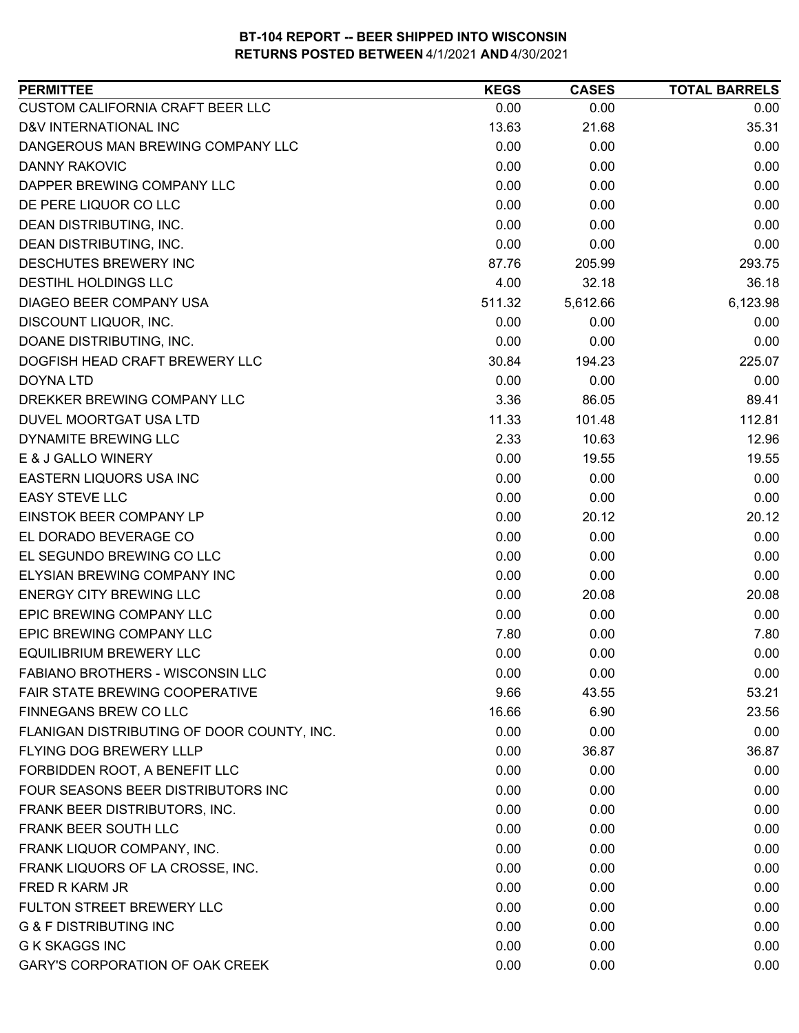**BT-104 REPORT -- BEER SHIPPED INTO WISCONSIN**
**RETURNS POSTED BETWEEN 4/1/2021 AND 4/30/2021**

| PERMITTEE | KEGS | CASES | TOTAL BARRELS |
|---|---|---|---|
| CUSTOM CALIFORNIA CRAFT BEER LLC | 0.00 | 0.00 | 0.00 |
| D&V INTERNATIONAL INC | 13.63 | 21.68 | 35.31 |
| DANGEROUS MAN BREWING COMPANY LLC | 0.00 | 0.00 | 0.00 |
| DANNY RAKOVIC | 0.00 | 0.00 | 0.00 |
| DAPPER BREWING COMPANY LLC | 0.00 | 0.00 | 0.00 |
| DE PERE LIQUOR CO LLC | 0.00 | 0.00 | 0.00 |
| DEAN DISTRIBUTING, INC. | 0.00 | 0.00 | 0.00 |
| DEAN DISTRIBUTING, INC. | 0.00 | 0.00 | 0.00 |
| DESCHUTES BREWERY INC | 87.76 | 205.99 | 293.75 |
| DESTIHL HOLDINGS LLC | 4.00 | 32.18 | 36.18 |
| DIAGEO BEER COMPANY USA | 511.32 | 5,612.66 | 6,123.98 |
| DISCOUNT LIQUOR, INC. | 0.00 | 0.00 | 0.00 |
| DOANE DISTRIBUTING, INC. | 0.00 | 0.00 | 0.00 |
| DOGFISH HEAD CRAFT BREWERY LLC | 30.84 | 194.23 | 225.07 |
| DOYNA LTD | 0.00 | 0.00 | 0.00 |
| DREKKER BREWING COMPANY LLC | 3.36 | 86.05 | 89.41 |
| DUVEL MOORTGAT USA LTD | 11.33 | 101.48 | 112.81 |
| DYNAMITE BREWING LLC | 2.33 | 10.63 | 12.96 |
| E & J GALLO WINERY | 0.00 | 19.55 | 19.55 |
| EASTERN LIQUORS USA INC | 0.00 | 0.00 | 0.00 |
| EASY STEVE LLC | 0.00 | 0.00 | 0.00 |
| EINSTOK BEER COMPANY LP | 0.00 | 20.12 | 20.12 |
| EL DORADO BEVERAGE CO | 0.00 | 0.00 | 0.00 |
| EL SEGUNDO BREWING CO LLC | 0.00 | 0.00 | 0.00 |
| ELYSIAN BREWING COMPANY INC | 0.00 | 0.00 | 0.00 |
| ENERGY CITY BREWING LLC | 0.00 | 20.08 | 20.08 |
| EPIC BREWING COMPANY LLC | 0.00 | 0.00 | 0.00 |
| EPIC BREWING COMPANY LLC | 7.80 | 0.00 | 7.80 |
| EQUILIBRIUM BREWERY LLC | 0.00 | 0.00 | 0.00 |
| FABIANO BROTHERS - WISCONSIN LLC | 0.00 | 0.00 | 0.00 |
| FAIR STATE BREWING COOPERATIVE | 9.66 | 43.55 | 53.21 |
| FINNEGANS BREW CO LLC | 16.66 | 6.90 | 23.56 |
| FLANIGAN DISTRIBUTING OF DOOR COUNTY, INC. | 0.00 | 0.00 | 0.00 |
| FLYING DOG BREWERY LLLP | 0.00 | 36.87 | 36.87 |
| FORBIDDEN ROOT, A BENEFIT LLC | 0.00 | 0.00 | 0.00 |
| FOUR SEASONS BEER DISTRIBUTORS INC | 0.00 | 0.00 | 0.00 |
| FRANK BEER DISTRIBUTORS, INC. | 0.00 | 0.00 | 0.00 |
| FRANK BEER SOUTH LLC | 0.00 | 0.00 | 0.00 |
| FRANK LIQUOR COMPANY, INC. | 0.00 | 0.00 | 0.00 |
| FRANK LIQUORS OF LA CROSSE, INC. | 0.00 | 0.00 | 0.00 |
| FRED R KARM JR | 0.00 | 0.00 | 0.00 |
| FULTON STREET BREWERY LLC | 0.00 | 0.00 | 0.00 |
| G & F DISTRIBUTING INC | 0.00 | 0.00 | 0.00 |
| G K SKAGGS INC | 0.00 | 0.00 | 0.00 |
| GARY'S CORPORATION OF OAK CREEK | 0.00 | 0.00 | 0.00 |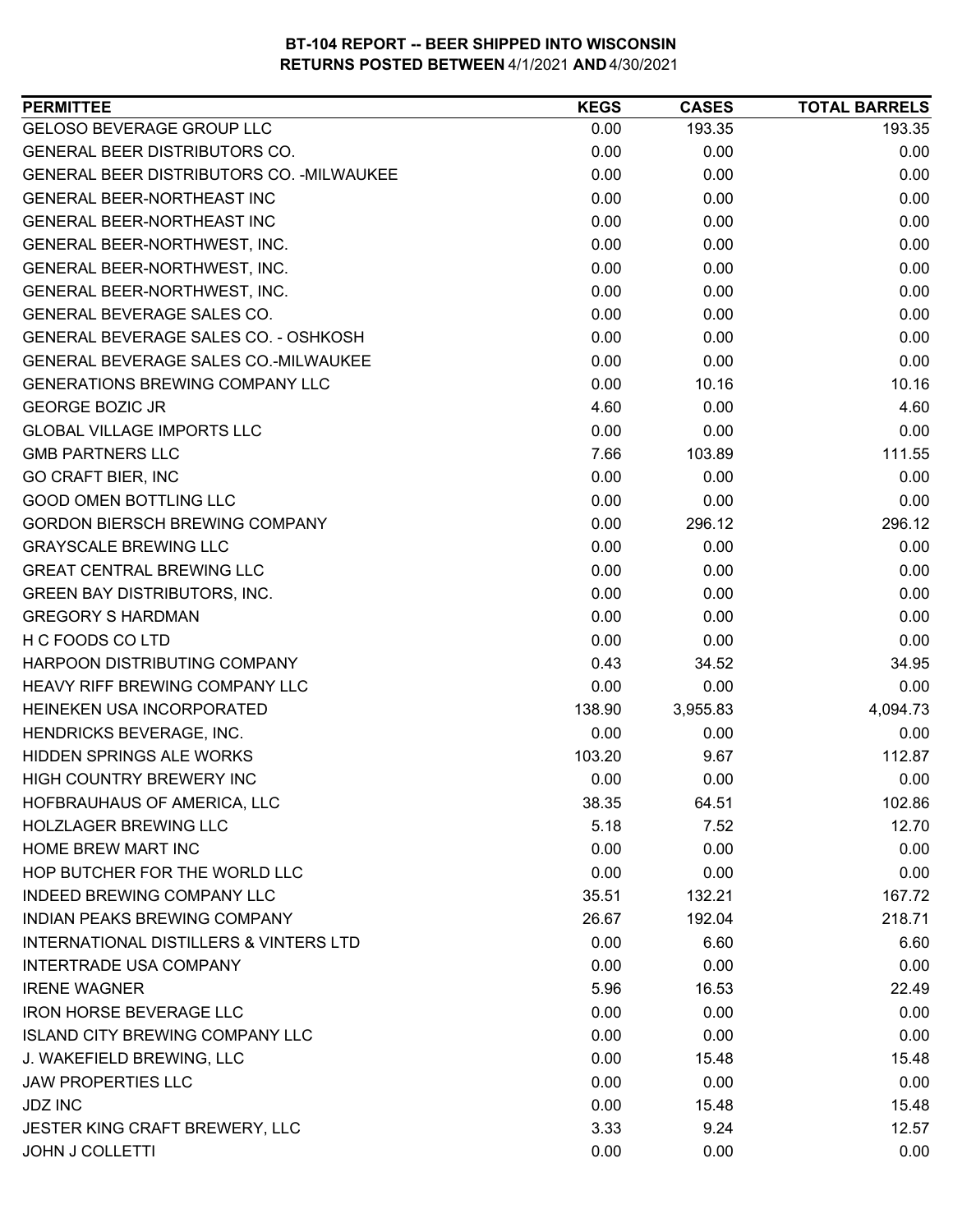# BT-104 REPORT -- BEER SHIPPED INTO WISCONSIN
## RETURNS POSTED BETWEEN 4/1/2021 AND 4/30/2021

| PERMITTEE | KEGS | CASES | TOTAL BARRELS |
|---|---|---|---|
| GELOSO BEVERAGE GROUP LLC | 0.00 | 193.35 | 193.35 |
| GENERAL BEER DISTRIBUTORS CO. | 0.00 | 0.00 | 0.00 |
| GENERAL BEER DISTRIBUTORS CO. -MILWAUKEE | 0.00 | 0.00 | 0.00 |
| GENERAL BEER-NORTHEAST INC | 0.00 | 0.00 | 0.00 |
| GENERAL BEER-NORTHEAST INC | 0.00 | 0.00 | 0.00 |
| GENERAL BEER-NORTHWEST, INC. | 0.00 | 0.00 | 0.00 |
| GENERAL BEER-NORTHWEST, INC. | 0.00 | 0.00 | 0.00 |
| GENERAL BEER-NORTHWEST, INC. | 0.00 | 0.00 | 0.00 |
| GENERAL BEVERAGE SALES CO. | 0.00 | 0.00 | 0.00 |
| GENERAL BEVERAGE SALES CO. - OSHKOSH | 0.00 | 0.00 | 0.00 |
| GENERAL BEVERAGE SALES CO.-MILWAUKEE | 0.00 | 0.00 | 0.00 |
| GENERATIONS BREWING COMPANY LLC | 0.00 | 10.16 | 10.16 |
| GEORGE BOZIC JR | 4.60 | 0.00 | 4.60 |
| GLOBAL VILLAGE IMPORTS LLC | 0.00 | 0.00 | 0.00 |
| GMB PARTNERS LLC | 7.66 | 103.89 | 111.55 |
| GO CRAFT BIER, INC | 0.00 | 0.00 | 0.00 |
| GOOD OMEN BOTTLING LLC | 0.00 | 0.00 | 0.00 |
| GORDON BIERSCH BREWING COMPANY | 0.00 | 296.12 | 296.12 |
| GRAYSCALE BREWING LLC | 0.00 | 0.00 | 0.00 |
| GREAT CENTRAL BREWING LLC | 0.00 | 0.00 | 0.00 |
| GREEN BAY DISTRIBUTORS, INC. | 0.00 | 0.00 | 0.00 |
| GREGORY S HARDMAN | 0.00 | 0.00 | 0.00 |
| H C FOODS CO LTD | 0.00 | 0.00 | 0.00 |
| HARPOON DISTRIBUTING COMPANY | 0.43 | 34.52 | 34.95 |
| HEAVY RIFF BREWING COMPANY LLC | 0.00 | 0.00 | 0.00 |
| HEINEKEN USA INCORPORATED | 138.90 | 3,955.83 | 4,094.73 |
| HENDRICKS BEVERAGE, INC. | 0.00 | 0.00 | 0.00 |
| HIDDEN SPRINGS ALE WORKS | 103.20 | 9.67 | 112.87 |
| HIGH COUNTRY BREWERY INC | 0.00 | 0.00 | 0.00 |
| HOFBRAUHAUS OF AMERICA, LLC | 38.35 | 64.51 | 102.86 |
| HOLZLAGER BREWING LLC | 5.18 | 7.52 | 12.70 |
| HOME BREW MART INC | 0.00 | 0.00 | 0.00 |
| HOP BUTCHER FOR THE WORLD LLC | 0.00 | 0.00 | 0.00 |
| INDEED BREWING COMPANY LLC | 35.51 | 132.21 | 167.72 |
| INDIAN PEAKS BREWING COMPANY | 26.67 | 192.04 | 218.71 |
| INTERNATIONAL DISTILLERS & VINTERS LTD | 0.00 | 6.60 | 6.60 |
| INTERTRADE USA COMPANY | 0.00 | 0.00 | 0.00 |
| IRENE WAGNER | 5.96 | 16.53 | 22.49 |
| IRON HORSE BEVERAGE LLC | 0.00 | 0.00 | 0.00 |
| ISLAND CITY BREWING COMPANY LLC | 0.00 | 0.00 | 0.00 |
| J. WAKEFIELD BREWING, LLC | 0.00 | 15.48 | 15.48 |
| JAW PROPERTIES LLC | 0.00 | 0.00 | 0.00 |
| JDZ INC | 0.00 | 15.48 | 15.48 |
| JESTER KING CRAFT BREWERY, LLC | 3.33 | 9.24 | 12.57 |
| JOHN J COLLETTI | 0.00 | 0.00 | 0.00 |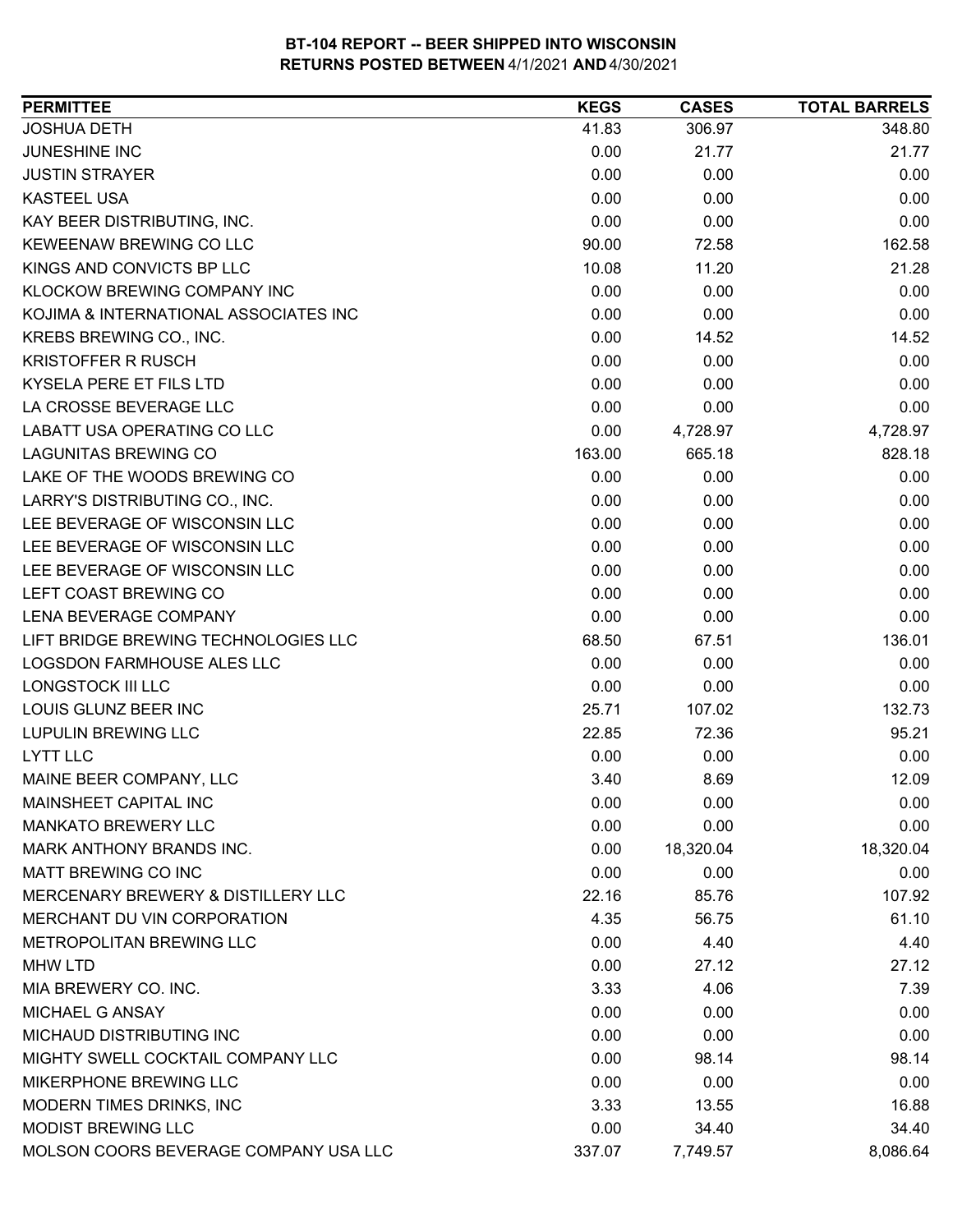**BT-104 REPORT -- BEER SHIPPED INTO WISCONSIN**
**RETURNS POSTED BETWEEN 4/1/2021 AND 4/30/2021**

| PERMITTEE | KEGS | CASES | TOTAL BARRELS |
|---|---|---|---|
| JOSHUA DETH | 41.83 | 306.97 | 348.80 |
| JUNESHINE INC | 0.00 | 21.77 | 21.77 |
| JUSTIN STRAYER | 0.00 | 0.00 | 0.00 |
| KASTEEL USA | 0.00 | 0.00 | 0.00 |
| KAY BEER DISTRIBUTING, INC. | 0.00 | 0.00 | 0.00 |
| KEWEENAW BREWING CO LLC | 90.00 | 72.58 | 162.58 |
| KINGS AND CONVICTS BP LLC | 10.08 | 11.20 | 21.28 |
| KLOCKOW BREWING COMPANY INC | 0.00 | 0.00 | 0.00 |
| KOJIMA & INTERNATIONAL ASSOCIATES INC | 0.00 | 0.00 | 0.00 |
| KREBS BREWING CO., INC. | 0.00 | 14.52 | 14.52 |
| KRISTOFFER R RUSCH | 0.00 | 0.00 | 0.00 |
| KYSELA PERE ET FILS LTD | 0.00 | 0.00 | 0.00 |
| LA CROSSE BEVERAGE LLC | 0.00 | 0.00 | 0.00 |
| LABATT USA OPERATING CO LLC | 0.00 | 4,728.97 | 4,728.97 |
| LAGUNITAS BREWING CO | 163.00 | 665.18 | 828.18 |
| LAKE OF THE WOODS BREWING CO | 0.00 | 0.00 | 0.00 |
| LARRY'S DISTRIBUTING CO., INC. | 0.00 | 0.00 | 0.00 |
| LEE BEVERAGE OF WISCONSIN LLC | 0.00 | 0.00 | 0.00 |
| LEE BEVERAGE OF WISCONSIN LLC | 0.00 | 0.00 | 0.00 |
| LEE BEVERAGE OF WISCONSIN LLC | 0.00 | 0.00 | 0.00 |
| LEFT COAST BREWING CO | 0.00 | 0.00 | 0.00 |
| LENA BEVERAGE COMPANY | 0.00 | 0.00 | 0.00 |
| LIFT BRIDGE BREWING TECHNOLOGIES LLC | 68.50 | 67.51 | 136.01 |
| LOGSDON FARMHOUSE ALES LLC | 0.00 | 0.00 | 0.00 |
| LONGSTOCK III LLC | 0.00 | 0.00 | 0.00 |
| LOUIS GLUNZ BEER INC | 25.71 | 107.02 | 132.73 |
| LUPULIN BREWING LLC | 22.85 | 72.36 | 95.21 |
| LYTT LLC | 0.00 | 0.00 | 0.00 |
| MAINE BEER COMPANY, LLC | 3.40 | 8.69 | 12.09 |
| MAINSHEET CAPITAL INC | 0.00 | 0.00 | 0.00 |
| MANKATO BREWERY LLC | 0.00 | 0.00 | 0.00 |
| MARK ANTHONY BRANDS INC. | 0.00 | 18,320.04 | 18,320.04 |
| MATT BREWING CO INC | 0.00 | 0.00 | 0.00 |
| MERCENARY BREWERY & DISTILLERY LLC | 22.16 | 85.76 | 107.92 |
| MERCHANT DU VIN CORPORATION | 4.35 | 56.75 | 61.10 |
| METROPOLITAN BREWING LLC | 0.00 | 4.40 | 4.40 |
| MHW LTD | 0.00 | 27.12 | 27.12 |
| MIA BREWERY CO. INC. | 3.33 | 4.06 | 7.39 |
| MICHAEL G ANSAY | 0.00 | 0.00 | 0.00 |
| MICHAUD DISTRIBUTING INC | 0.00 | 0.00 | 0.00 |
| MIGHTY SWELL COCKTAIL COMPANY LLC | 0.00 | 98.14 | 98.14 |
| MIKERPHONE BREWING LLC | 0.00 | 0.00 | 0.00 |
| MODERN TIMES DRINKS, INC | 3.33 | 13.55 | 16.88 |
| MODIST BREWING LLC | 0.00 | 34.40 | 34.40 |
| MOLSON COORS BEVERAGE COMPANY USA LLC | 337.07 | 7,749.57 | 8,086.64 |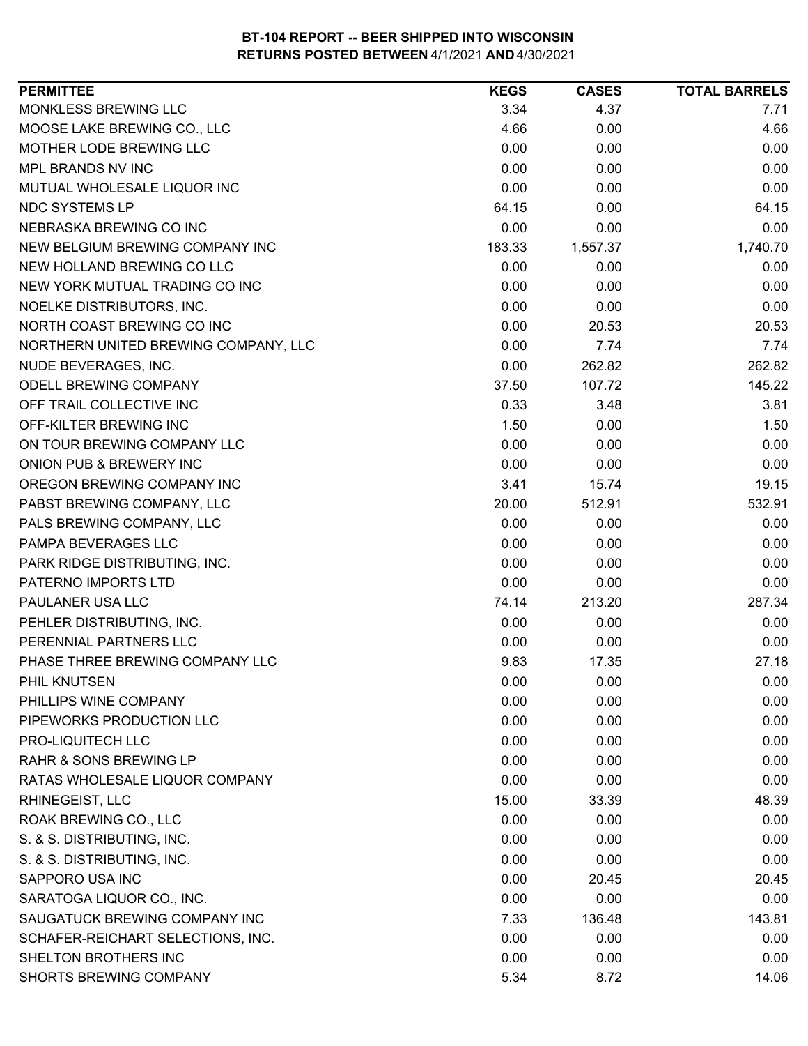**BT-104 REPORT -- BEER SHIPPED INTO WISCONSIN**
**RETURNS POSTED BETWEEN 4/1/2021 AND 4/30/2021**

| PERMITTEE | KEGS | CASES | TOTAL BARRELS |
|---|---|---|---|
| MONKLESS BREWING LLC | 3.34 | 4.37 | 7.71 |
| MOOSE LAKE BREWING CO., LLC | 4.66 | 0.00 | 4.66 |
| MOTHER LODE BREWING LLC | 0.00 | 0.00 | 0.00 |
| MPL BRANDS NV INC | 0.00 | 0.00 | 0.00 |
| MUTUAL WHOLESALE LIQUOR INC | 0.00 | 0.00 | 0.00 |
| NDC SYSTEMS LP | 64.15 | 0.00 | 64.15 |
| NEBRASKA BREWING CO INC | 0.00 | 0.00 | 0.00 |
| NEW BELGIUM BREWING COMPANY INC | 183.33 | 1,557.37 | 1,740.70 |
| NEW HOLLAND BREWING CO LLC | 0.00 | 0.00 | 0.00 |
| NEW YORK MUTUAL TRADING CO INC | 0.00 | 0.00 | 0.00 |
| NOELKE DISTRIBUTORS, INC. | 0.00 | 0.00 | 0.00 |
| NORTH COAST BREWING CO INC | 0.00 | 20.53 | 20.53 |
| NORTHERN UNITED BREWING COMPANY, LLC | 0.00 | 7.74 | 7.74 |
| NUDE BEVERAGES, INC. | 0.00 | 262.82 | 262.82 |
| ODELL BREWING COMPANY | 37.50 | 107.72 | 145.22 |
| OFF TRAIL COLLECTIVE INC | 0.33 | 3.48 | 3.81 |
| OFF-KILTER BREWING INC | 1.50 | 0.00 | 1.50 |
| ON TOUR BREWING COMPANY LLC | 0.00 | 0.00 | 0.00 |
| ONION PUB & BREWERY INC | 0.00 | 0.00 | 0.00 |
| OREGON BREWING COMPANY INC | 3.41 | 15.74 | 19.15 |
| PABST BREWING COMPANY, LLC | 20.00 | 512.91 | 532.91 |
| PALS BREWING COMPANY, LLC | 0.00 | 0.00 | 0.00 |
| PAMPA BEVERAGES LLC | 0.00 | 0.00 | 0.00 |
| PARK RIDGE DISTRIBUTING, INC. | 0.00 | 0.00 | 0.00 |
| PATERNO IMPORTS LTD | 0.00 | 0.00 | 0.00 |
| PAULANER USA LLC | 74.14 | 213.20 | 287.34 |
| PEHLER DISTRIBUTING, INC. | 0.00 | 0.00 | 0.00 |
| PERENNIAL PARTNERS LLC | 0.00 | 0.00 | 0.00 |
| PHASE THREE BREWING COMPANY LLC | 9.83 | 17.35 | 27.18 |
| PHIL KNUTSEN | 0.00 | 0.00 | 0.00 |
| PHILLIPS WINE COMPANY | 0.00 | 0.00 | 0.00 |
| PIPEWORKS PRODUCTION LLC | 0.00 | 0.00 | 0.00 |
| PRO-LIQUITECH LLC | 0.00 | 0.00 | 0.00 |
| RAHR & SONS BREWING LP | 0.00 | 0.00 | 0.00 |
| RATAS WHOLESALE LIQUOR COMPANY | 0.00 | 0.00 | 0.00 |
| RHINEGEIST, LLC | 15.00 | 33.39 | 48.39 |
| ROAK BREWING CO., LLC | 0.00 | 0.00 | 0.00 |
| S. & S. DISTRIBUTING, INC. | 0.00 | 0.00 | 0.00 |
| S. & S. DISTRIBUTING, INC. | 0.00 | 0.00 | 0.00 |
| SAPPORO USA INC | 0.00 | 20.45 | 20.45 |
| SARATOGA LIQUOR CO., INC. | 0.00 | 0.00 | 0.00 |
| SAUGATUCK BREWING COMPANY INC | 7.33 | 136.48 | 143.81 |
| SCHAFER-REICHART SELECTIONS, INC. | 0.00 | 0.00 | 0.00 |
| SHELTON BROTHERS INC | 0.00 | 0.00 | 0.00 |
| SHORTS BREWING COMPANY | 5.34 | 8.72 | 14.06 |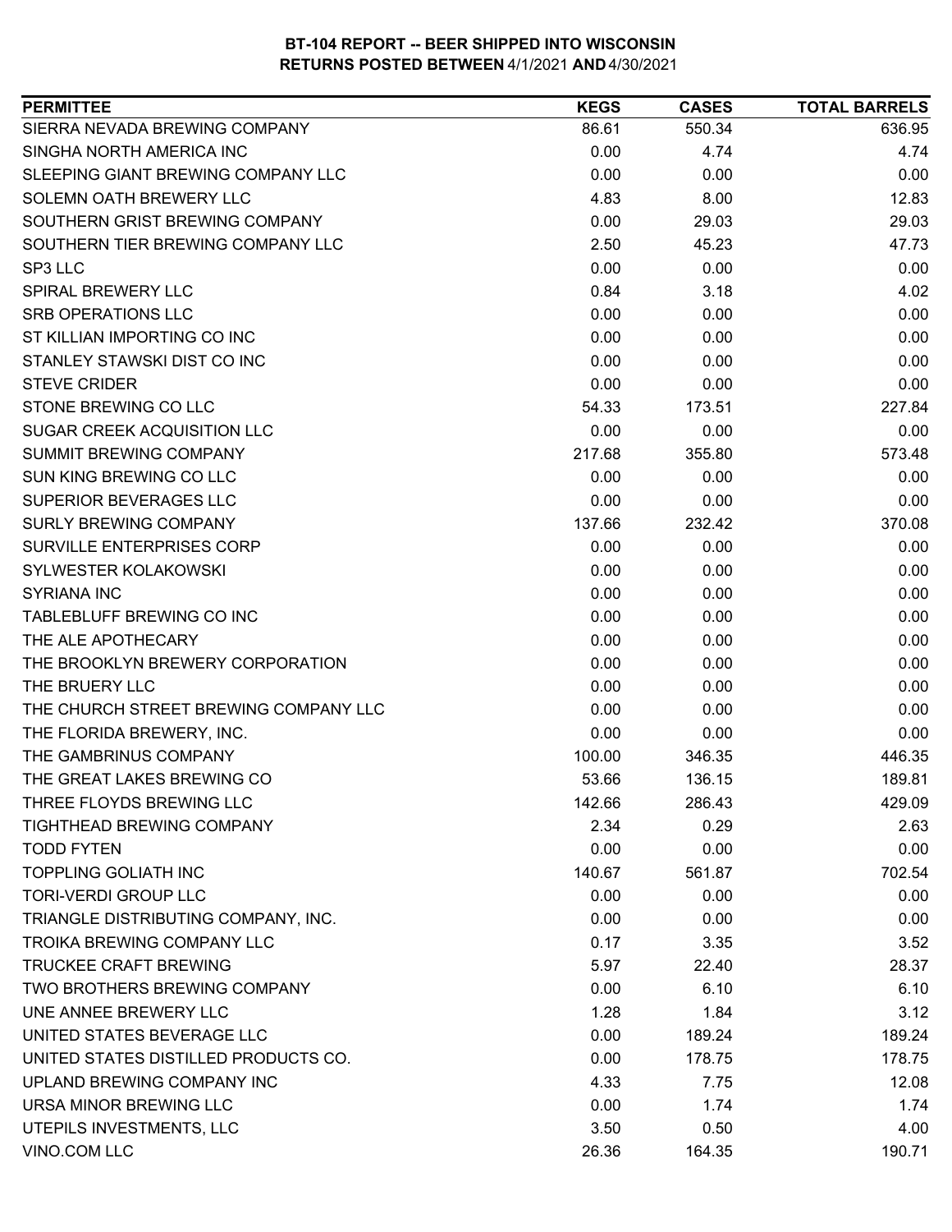# BT-104 REPORT -- BEER SHIPPED INTO WISCONSIN
## RETURNS POSTED BETWEEN 4/1/2021 AND 4/30/2021

| PERMITTEE | KEGS | CASES | TOTAL BARRELS |
|---|---|---|---|
| SIERRA NEVADA BREWING COMPANY | 86.61 | 550.34 | 636.95 |
| SINGHA NORTH AMERICA INC | 0.00 | 4.74 | 4.74 |
| SLEEPING GIANT BREWING COMPANY LLC | 0.00 | 0.00 | 0.00 |
| SOLEMN OATH BREWERY LLC | 4.83 | 8.00 | 12.83 |
| SOUTHERN GRIST BREWING COMPANY | 0.00 | 29.03 | 29.03 |
| SOUTHERN TIER BREWING COMPANY LLC | 2.50 | 45.23 | 47.73 |
| SP3 LLC | 0.00 | 0.00 | 0.00 |
| SPIRAL BREWERY LLC | 0.84 | 3.18 | 4.02 |
| SRB OPERATIONS LLC | 0.00 | 0.00 | 0.00 |
| ST KILLIAN IMPORTING CO INC | 0.00 | 0.00 | 0.00 |
| STANLEY STAWSKI DIST CO INC | 0.00 | 0.00 | 0.00 |
| STEVE CRIDER | 0.00 | 0.00 | 0.00 |
| STONE BREWING CO LLC | 54.33 | 173.51 | 227.84 |
| SUGAR CREEK ACQUISITION LLC | 0.00 | 0.00 | 0.00 |
| SUMMIT BREWING COMPANY | 217.68 | 355.80 | 573.48 |
| SUN KING BREWING CO LLC | 0.00 | 0.00 | 0.00 |
| SUPERIOR BEVERAGES LLC | 0.00 | 0.00 | 0.00 |
| SURLY BREWING COMPANY | 137.66 | 232.42 | 370.08 |
| SURVILLE ENTERPRISES CORP | 0.00 | 0.00 | 0.00 |
| SYLWESTER KOLAKOWSKI | 0.00 | 0.00 | 0.00 |
| SYRIANA INC | 0.00 | 0.00 | 0.00 |
| TABLEBLUFF BREWING CO INC | 0.00 | 0.00 | 0.00 |
| THE ALE APOTHECARY | 0.00 | 0.00 | 0.00 |
| THE BROOKLYN BREWERY CORPORATION | 0.00 | 0.00 | 0.00 |
| THE BRUERY LLC | 0.00 | 0.00 | 0.00 |
| THE CHURCH STREET BREWING COMPANY LLC | 0.00 | 0.00 | 0.00 |
| THE FLORIDA BREWERY, INC. | 0.00 | 0.00 | 0.00 |
| THE GAMBRINUS COMPANY | 100.00 | 346.35 | 446.35 |
| THE GREAT LAKES BREWING CO | 53.66 | 136.15 | 189.81 |
| THREE FLOYDS BREWING LLC | 142.66 | 286.43 | 429.09 |
| TIGHTHEAD BREWING COMPANY | 2.34 | 0.29 | 2.63 |
| TODD FYTEN | 0.00 | 0.00 | 0.00 |
| TOPPLING GOLIATH INC | 140.67 | 561.87 | 702.54 |
| TORI-VERDI GROUP LLC | 0.00 | 0.00 | 0.00 |
| TRIANGLE DISTRIBUTING COMPANY, INC. | 0.00 | 0.00 | 0.00 |
| TROIKA BREWING COMPANY LLC | 0.17 | 3.35 | 3.52 |
| TRUCKEE CRAFT BREWING | 5.97 | 22.40 | 28.37 |
| TWO BROTHERS BREWING COMPANY | 0.00 | 6.10 | 6.10 |
| UNE ANNEE BREWERY LLC | 1.28 | 1.84 | 3.12 |
| UNITED STATES BEVERAGE LLC | 0.00 | 189.24 | 189.24 |
| UNITED STATES DISTILLED PRODUCTS CO. | 0.00 | 178.75 | 178.75 |
| UPLAND BREWING COMPANY INC | 4.33 | 7.75 | 12.08 |
| URSA MINOR BREWING LLC | 0.00 | 1.74 | 1.74 |
| UTEPILS INVESTMENTS, LLC | 3.50 | 0.50 | 4.00 |
| VINO.COM LLC | 26.36 | 164.35 | 190.71 |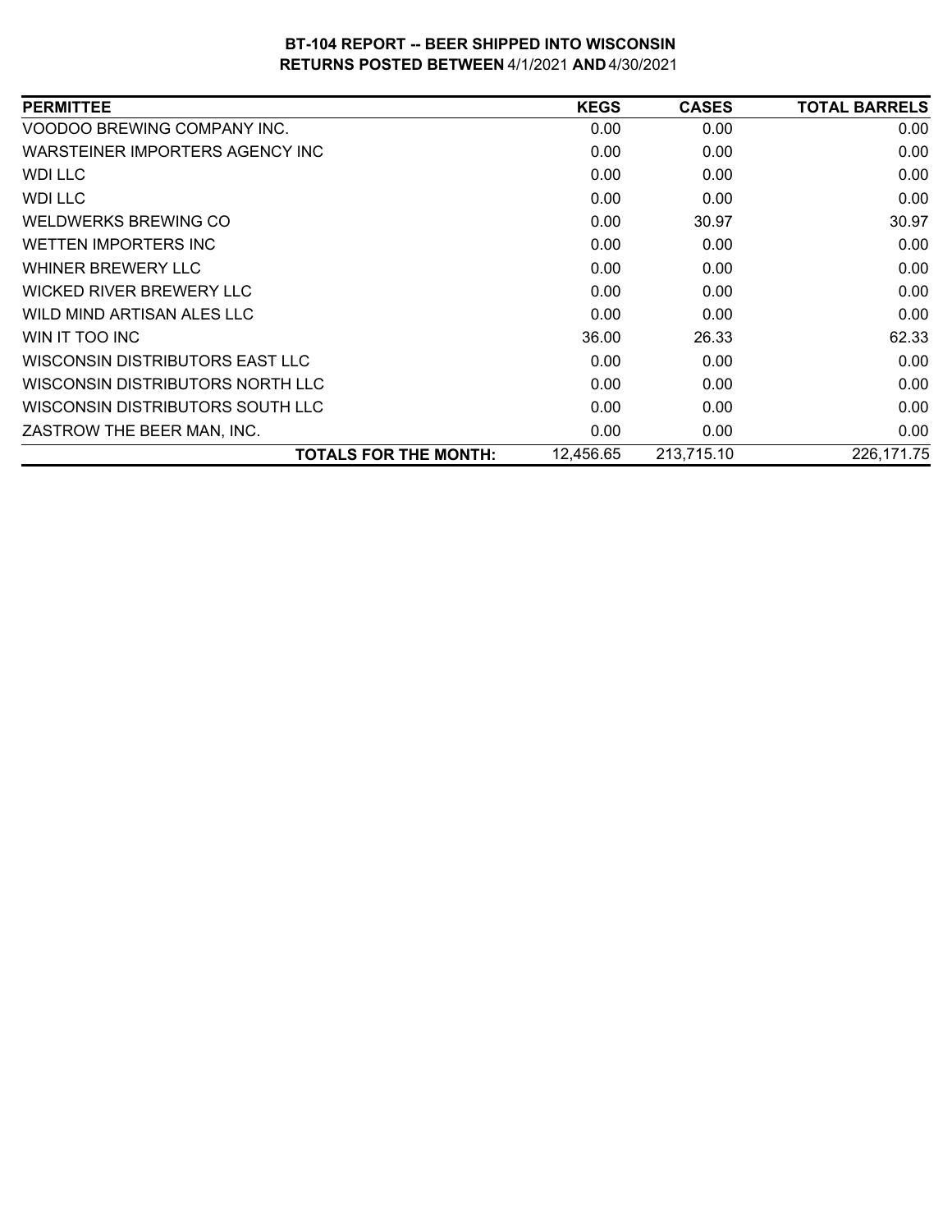**BT-104 REPORT -- BEER SHIPPED INTO WISCONSIN**
**RETURNS POSTED BETWEEN** 4/1/2021 **AND** 4/30/2021

| PERMITTEE | KEGS | CASES | TOTAL BARRELS |
|---|---|---|---|
| VOODOO BREWING COMPANY INC. | 0.00 | 0.00 | 0.00 |
| WARSTEINER IMPORTERS AGENCY INC | 0.00 | 0.00 | 0.00 |
| WDI LLC | 0.00 | 0.00 | 0.00 |
| WDI LLC | 0.00 | 0.00 | 0.00 |
| WELDWERKS BREWING CO | 0.00 | 30.97 | 30.97 |
| WETTEN IMPORTERS INC | 0.00 | 0.00 | 0.00 |
| WHINER BREWERY LLC | 0.00 | 0.00 | 0.00 |
| WICKED RIVER BREWERY LLC | 0.00 | 0.00 | 0.00 |
| WILD MIND ARTISAN ALES LLC | 0.00 | 0.00 | 0.00 |
| WIN IT TOO INC | 36.00 | 26.33 | 62.33 |
| WISCONSIN DISTRIBUTORS EAST LLC | 0.00 | 0.00 | 0.00 |
| WISCONSIN DISTRIBUTORS NORTH LLC | 0.00 | 0.00 | 0.00 |
| WISCONSIN DISTRIBUTORS SOUTH LLC | 0.00 | 0.00 | 0.00 |
| ZASTROW THE BEER MAN, INC. | 0.00 | 0.00 | 0.00 |
| **TOTALS FOR THE MONTH:** | 12,456.65 | 213,715.10 | 226,171.75 |